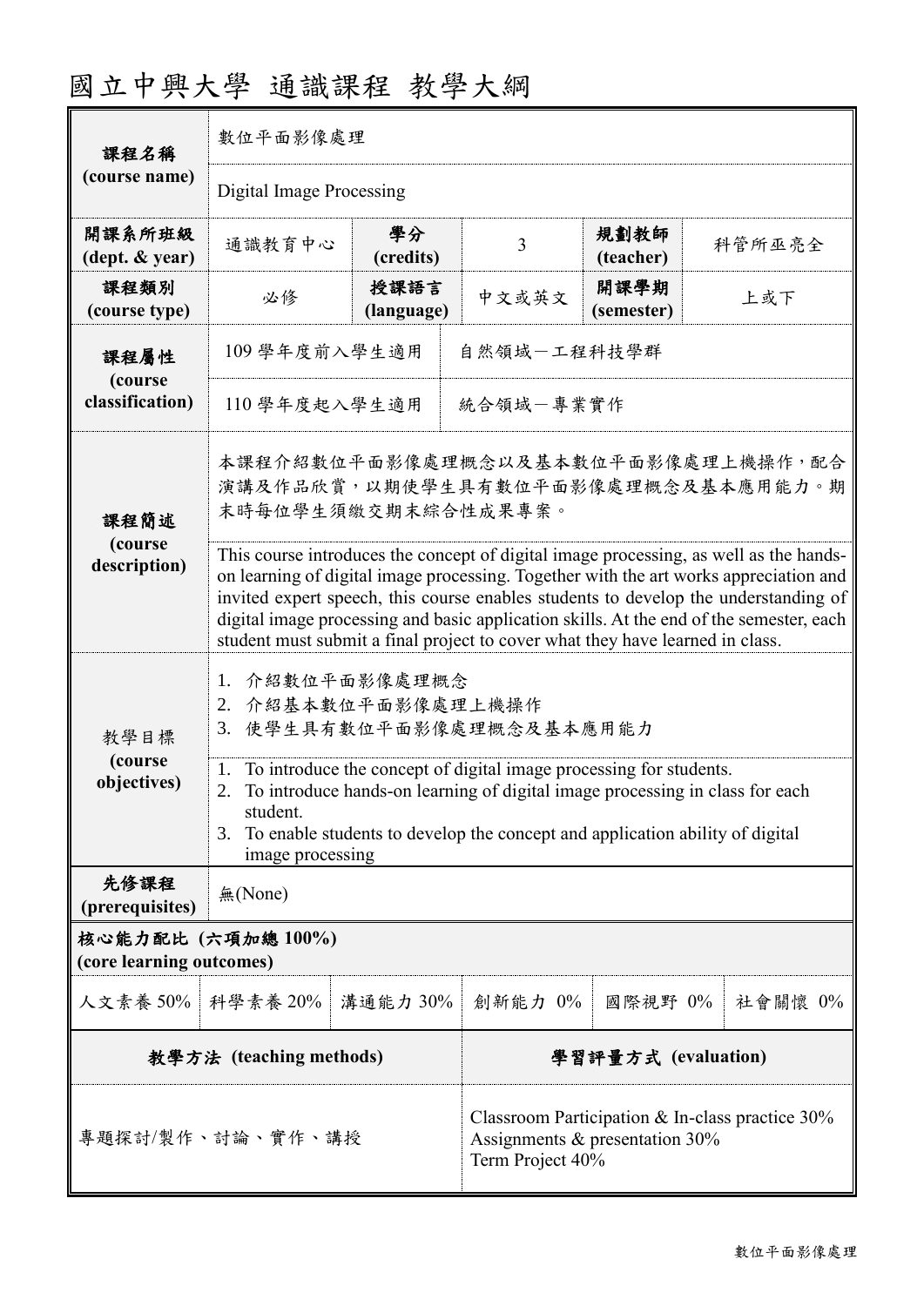# 國立中興大學 通識課程 教學大綱

| 課程名稱 (course name) | 數位平面影像處理 | | | | |
|---|---|---|---|---|---|
| | Digital Image Processing | | | | |
| 開課系所班級 (dept. & year) | 通識教育中心 | 學分 (credits) | 3 | 規劃教師 (teacher) | 科管所巫亮全 |
| 課程類別 (course type) | 必修 | 授課語言 (language) | 中文或英文 | 開課學期 (semester) | 上或下 |
| 課程屬性 (course classification) | 109 學年度前入學生適用 | 自然領域－工程科技學群 | | | |
| | 110 學年度起入學生適用 | 統合領域－專業實作 | | | |
| 課程簡述 (course description) | 本課程介紹數位平面影像處理概念以及基本數位平面影像處理上機操作，配合演講及作品欣賞，以期使學生具有數位平面影像處理概念及基本應用能力。期末時每位學生須繳交期末綜合性成果專案。 | | | | |
| | This course introduces the concept of digital image processing, as well as the hands-on learning of digital image processing. Together with the art works appreciation and invited expert speech, this course enables students to develop the understanding of digital image processing and basic application skills. At the end of the semester, each student must submit a final project to cover what they have learned in class. | | | | |
| 教學目標 (course objectives) | 1. 介紹數位平面影像處理概念<br>2. 介紹基本數位平面影像處理上機操作<br>3. 使學生具有數位平面影像處理概念及基本應用能力 | | | | |
| | 1. To introduce the concept of digital image processing for students.<br>2. To introduce hands-on learning of digital image processing in class for each student.<br>3. To enable students to develop the concept and application ability of digital image processing | | | | |
| 先修課程 (prerequisites) | 無(None) | | | | |

**核心能力配比 (六項加總 100%)**
**(core learning outcomes)**

| 人文素養 | 科學素養 | 溝通能力 | 創新能力 | 國際視野 | 社會關懷 |
|---|---|---|---|---|---|
| 50% | 20% | 30% | 0% | 0% | 0% |

| 教學方法 (teaching methods) | 學習評量方式 (evaluation) |
|---|---|
| 專題探討/製作、討論、實作、講授 | Classroom Participation & In-class practice 30%<br>Assignments & presentation 30%<br>Term Project 40% |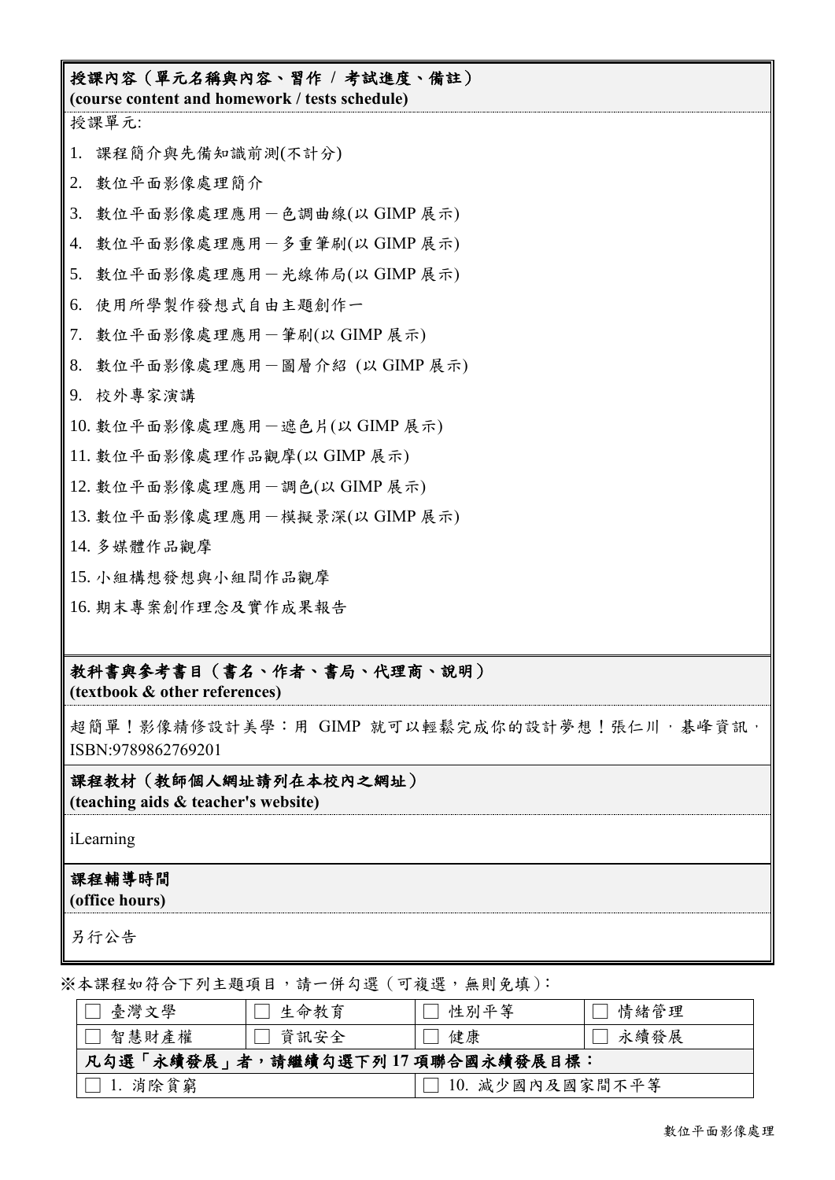**授課內容（單元名稱與內容、習作 / 考試進度、備註）**
**(course content and homework / tests schedule)**

授課單元:

1. 課程簡介與先備知識前測(不計分)
2. 數位平面影像處理簡介
3. 數位平面影像處理應用－色調曲線(以 GIMP 展示)
4. 數位平面影像處理應用－多重筆刷(以 GIMP 展示)
5. 數位平面影像處理應用－光線佈局(以 GIMP 展示)
6. 使用所學製作發想式自由主題創作一
7. 數位平面影像處理應用－筆刷(以 GIMP 展示)
8. 數位平面影像處理應用－圖層介紹 (以 GIMP 展示)
9. 校外專家演講
10. 數位平面影像處理應用－遮色片(以 GIMP 展示)
11. 數位平面影像處理作品觀摩(以 GIMP 展示)
12. 數位平面影像處理應用－調色(以 GIMP 展示)
13. 數位平面影像處理應用－模擬景深(以 GIMP 展示)
14. 多媒體作品觀摩
15. 小組構想發想與小組間作品觀摩
16. 期末專案創作理念及實作成果報告

**教科書與參考書目（書名、作者、書局、代理商、說明）**
**(textbook & other references)**

超簡單！影像精修設計美學：用 GIMP 就可以輕鬆完成你的設計夢想！張仁川，碁峰資訊，ISBN:9789862769201

**課程教材（教師個人網址請列在本校內之網址）**
**(teaching aids & teacher's website)**

iLearning

**課程輔導時間**
**(office hours)**

另行公告

※本課程如符合下列主題項目，請一併勾選（可複選，無則免填）:

| ☐ 臺灣文學 | ☐ 生命教育 | ☐ 性別平等 | ☐ 情緒管理 |
|---|---|---|---|
| ☐ 智慧財產權 | ☐ 資訊安全 | ☐ 健康 | ☐ 永續發展 |
| **凡勾選「永續發展」者，請繼續勾選下列 17 項聯合國永續發展目標：** | | | |
| ☐ 1. 消除貧窮 | | ☐ 10. 減少國內及國家間不平等 | |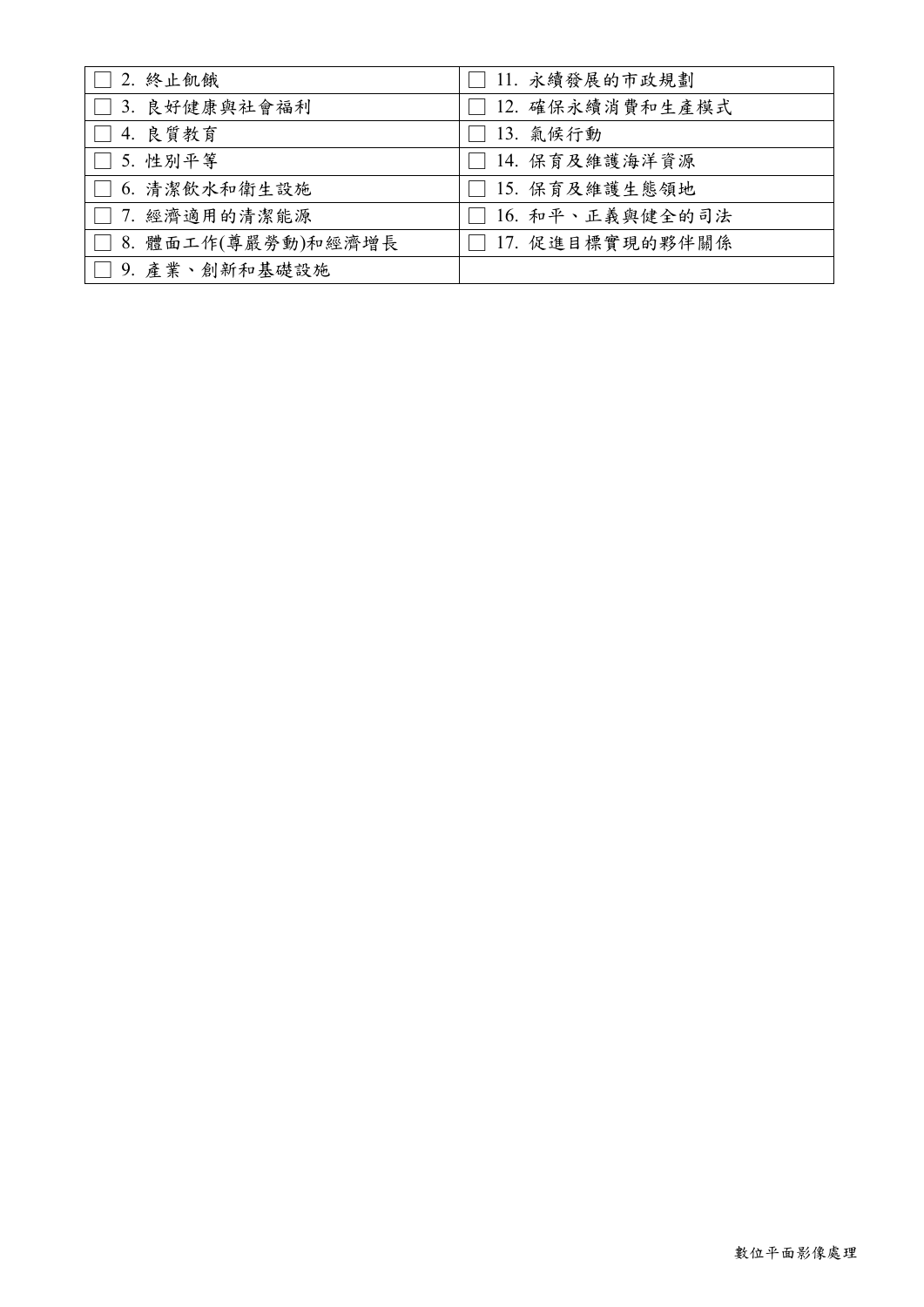| | |
|---|---|
| □ 2. 終止飢餓 | □ 11. 永續發展的市政規劃 |
| □ 3. 良好健康與社會福利 | □ 12. 確保永續消費和生產模式 |
| □ 4. 良質教育 | □ 13. 氣候行動 |
| □ 5. 性別平等 | □ 14. 保育及維護海洋資源 |
| □ 6. 清潔飲水和衛生設施 | □ 15. 保育及維護生態領地 |
| □ 7. 經濟適用的清潔能源 | □ 16. 和平、正義與健全的司法 |
| □ 8. 體面工作(尊嚴勞動)和經濟增長 | □ 17. 促進目標實現的夥伴關係 |
| □ 9. 產業、創新和基礎設施 | |